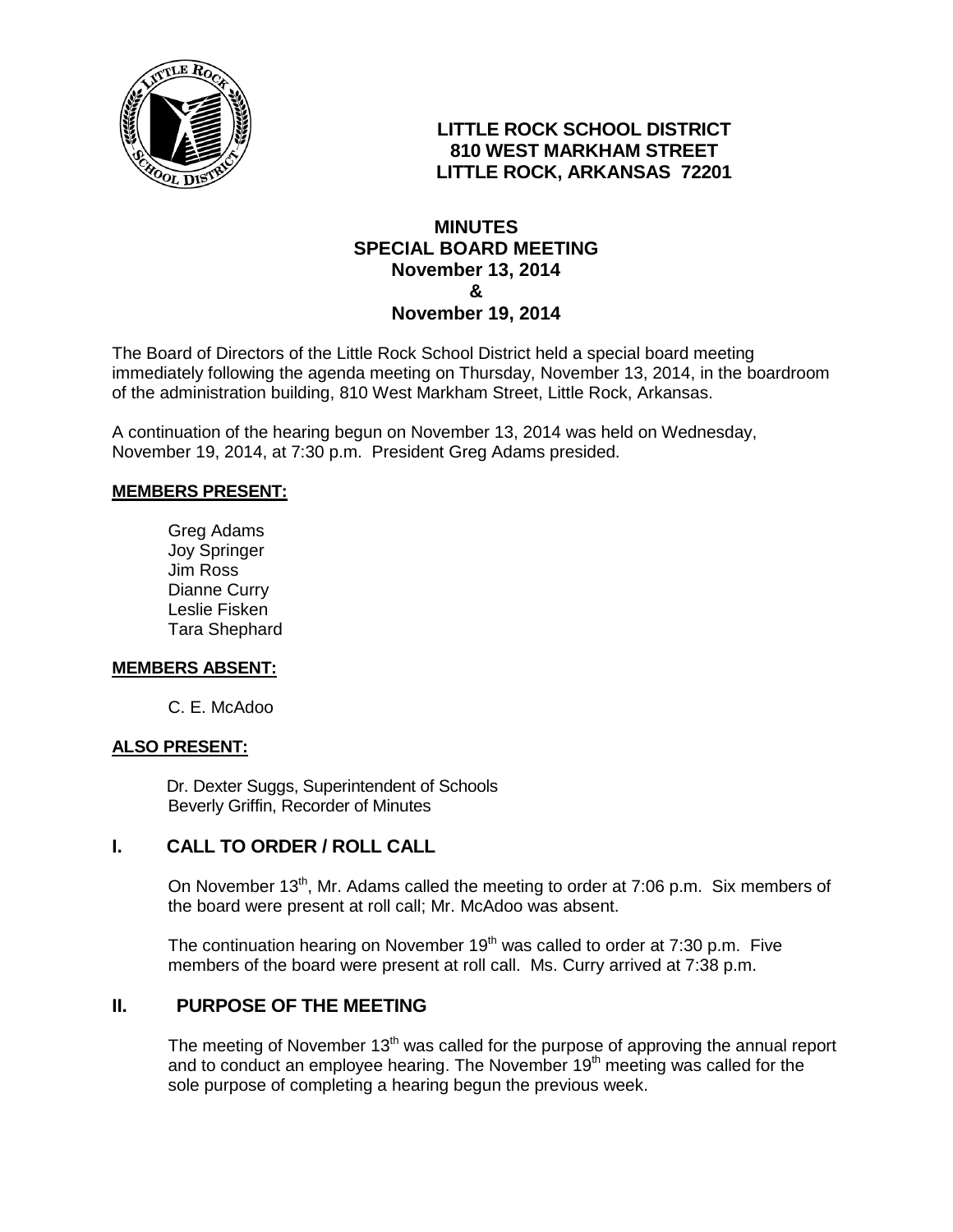**LITTLE ROCK SCHOOL DISTRICT**
**810 WEST MARKHAM STREET**
**LITTLE ROCK, ARKANSAS 72201**

# MINUTES
## SPECIAL BOARD MEETING
## November 13, 2014
## &
## November 19, 2014

The Board of Directors of the Little Rock School District held a special board meeting immediately following the agenda meeting on Thursday, November 13, 2014, in the boardroom of the administration building, 810 West Markham Street, Little Rock, Arkansas.

A continuation of the hearing begun on November 13, 2014 was held on Wednesday, November 19, 2014, at 7:30 p.m. President Greg Adams presided.

**MEMBERS PRESENT:**

Greg Adams
Joy Springer
Jim Ross
Dianne Curry
Leslie Fisken
Tara Shephard

**MEMBERS ABSENT:**

C. E. McAdoo

**ALSO PRESENT:**

Dr. Dexter Suggs, Superintendent of Schools
Beverly Griffin, Recorder of Minutes

## I. CALL TO ORDER / ROLL CALL

On November 13th, Mr. Adams called the meeting to order at 7:06 p.m. Six members of the board were present at roll call; Mr. McAdoo was absent.

The continuation hearing on November 19th was called to order at 7:30 p.m. Five members of the board were present at roll call. Ms. Curry arrived at 7:38 p.m.

## II. PURPOSE OF THE MEETING

The meeting of November 13th was called for the purpose of approving the annual report and to conduct an employee hearing. The November 19th meeting was called for the sole purpose of completing a hearing begun the previous week.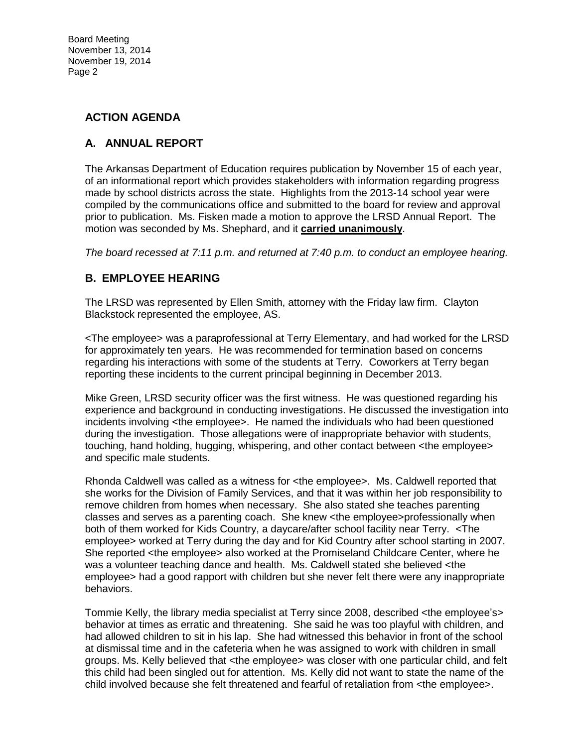## ACTION AGENDA

## A. ANNUAL REPORT

The Arkansas Department of Education requires publication by November 15 of each year, of an informational report which provides stakeholders with information regarding progress made by school districts across the state. Highlights from the 2013-14 school year were compiled by the communications office and submitted to the board for review and approval prior to publication. Ms. Fisken made a motion to approve the LRSD Annual Report. The motion was seconded by Ms. Shephard, and it **carried unanimously**.

*The board recessed at 7:11 p.m. and returned at 7:40 p.m. to conduct an employee hearing.*

## B. EMPLOYEE HEARING

The LRSD was represented by Ellen Smith, attorney with the Friday law firm. Clayton Blackstock represented the employee, AS.

<The employee> was a paraprofessional at Terry Elementary, and had worked for the LRSD for approximately ten years. He was recommended for termination based on concerns regarding his interactions with some of the students at Terry. Coworkers at Terry began reporting these incidents to the current principal beginning in December 2013.

Mike Green, LRSD security officer was the first witness. He was questioned regarding his experience and background in conducting investigations. He discussed the investigation into incidents involving <the employee>. He named the individuals who had been questioned during the investigation. Those allegations were of inappropriate behavior with students, touching, hand holding, hugging, whispering, and other contact between <the employee> and specific male students.

Rhonda Caldwell was called as a witness for <the employee>. Ms. Caldwell reported that she works for the Division of Family Services, and that it was within her job responsibility to remove children from homes when necessary. She also stated she teaches parenting classes and serves as a parenting coach. She knew <the employee>professionally when both of them worked for Kids Country, a daycare/after school facility near Terry. <The employee> worked at Terry during the day and for Kid Country after school starting in 2007. She reported <the employee> also worked at the Promiseland Childcare Center, where he was a volunteer teaching dance and health. Ms. Caldwell stated she believed <the employee> had a good rapport with children but she never felt there were any inappropriate behaviors.

Tommie Kelly, the library media specialist at Terry since 2008, described <the employee's> behavior at times as erratic and threatening. She said he was too playful with children, and had allowed children to sit in his lap. She had witnessed this behavior in front of the school at dismissal time and in the cafeteria when he was assigned to work with children in small groups. Ms. Kelly believed that <the employee> was closer with one particular child, and felt this child had been singled out for attention. Ms. Kelly did not want to state the name of the child involved because she felt threatened and fearful of retaliation from <the employee>.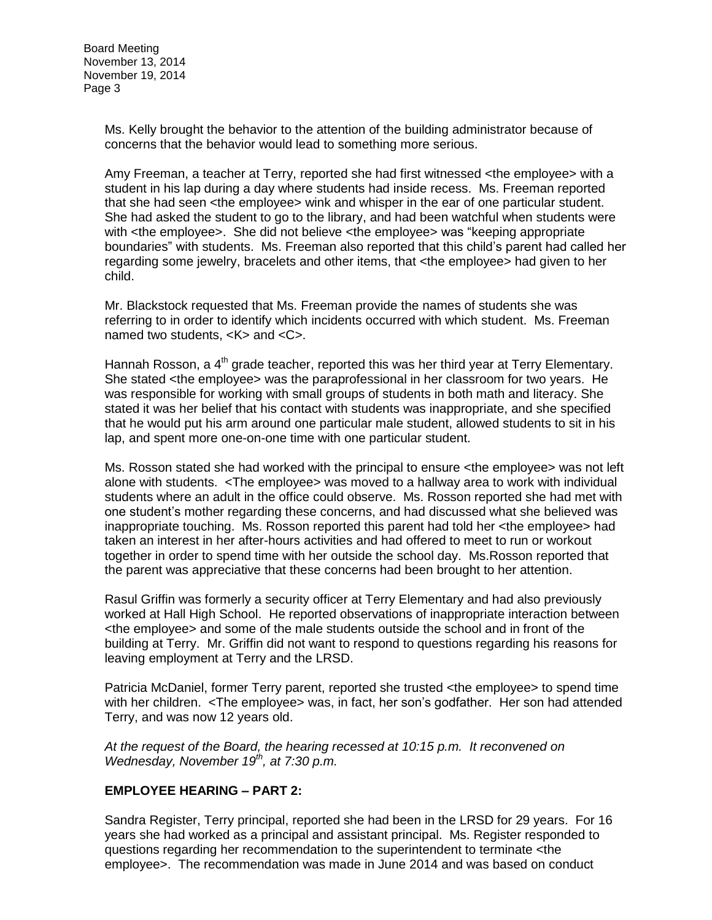Ms. Kelly brought the behavior to the attention of the building administrator because of concerns that the behavior would lead to something more serious.

Amy Freeman, a teacher at Terry, reported she had first witnessed <the employee> with a student in his lap during a day where students had inside recess. Ms. Freeman reported that she had seen <the employee> wink and whisper in the ear of one particular student. She had asked the student to go to the library, and had been watchful when students were with <the employee>. She did not believe <the employee> was "keeping appropriate boundaries" with students. Ms. Freeman also reported that this child's parent had called her regarding some jewelry, bracelets and other items, that <the employee> had given to her child.

Mr. Blackstock requested that Ms. Freeman provide the names of students she was referring to in order to identify which incidents occurred with which student. Ms. Freeman named two students, <K> and <C>.

Hannah Rosson, a 4th grade teacher, reported this was her third year at Terry Elementary. She stated <the employee> was the paraprofessional in her classroom for two years. He was responsible for working with small groups of students in both math and literacy. She stated it was her belief that his contact with students was inappropriate, and she specified that he would put his arm around one particular male student, allowed students to sit in his lap, and spent more one-on-one time with one particular student.

Ms. Rosson stated she had worked with the principal to ensure <the employee> was not left alone with students. <The employee> was moved to a hallway area to work with individual students where an adult in the office could observe. Ms. Rosson reported she had met with one student's mother regarding these concerns, and had discussed what she believed was inappropriate touching. Ms. Rosson reported this parent had told her <the employee> had taken an interest in her after-hours activities and had offered to meet to run or workout together in order to spend time with her outside the school day. Ms.Rosson reported that the parent was appreciative that these concerns had been brought to her attention.

Rasul Griffin was formerly a security officer at Terry Elementary and had also previously worked at Hall High School. He reported observations of inappropriate interaction between <the employee> and some of the male students outside the school and in front of the building at Terry. Mr. Griffin did not want to respond to questions regarding his reasons for leaving employment at Terry and the LRSD.

Patricia McDaniel, former Terry parent, reported she trusted <the employee> to spend time with her children. <The employee> was, in fact, her son's godfather. Her son had attended Terry, and was now 12 years old.

*At the request of the Board, the hearing recessed at 10:15 p.m. It reconvened on Wednesday, November 19th, at 7:30 p.m.*

**EMPLOYEE HEARING – PART 2:**

Sandra Register, Terry principal, reported she had been in the LRSD for 29 years. For 16 years she had worked as a principal and assistant principal. Ms. Register responded to questions regarding her recommendation to the superintendent to terminate <the employee>. The recommendation was made in June 2014 and was based on conduct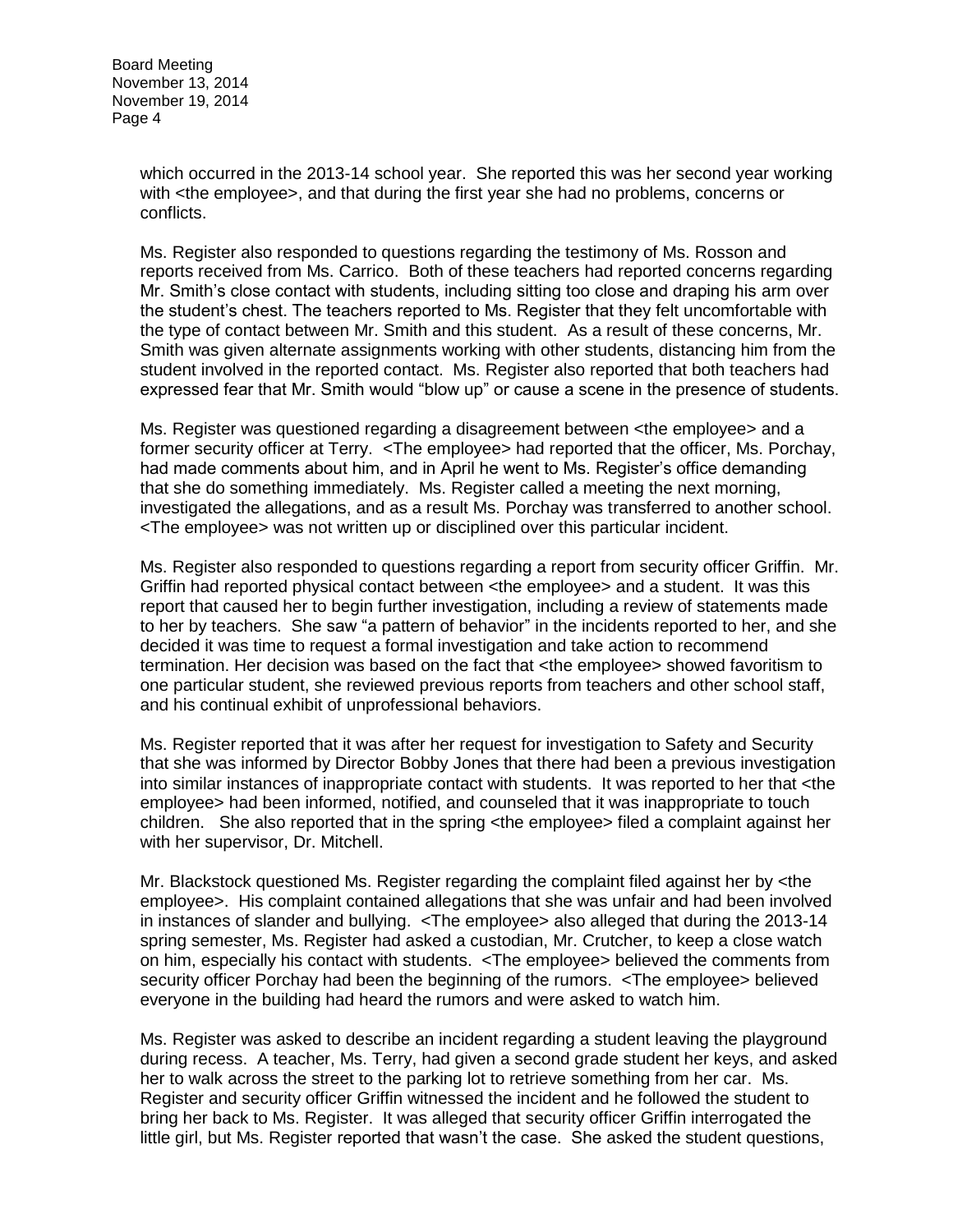which occurred in the 2013-14 school year. She reported this was her second year working with <the employee>, and that during the first year she had no problems, concerns or conflicts.

Ms. Register also responded to questions regarding the testimony of Ms. Rosson and reports received from Ms. Carrico. Both of these teachers had reported concerns regarding Mr. Smith's close contact with students, including sitting too close and draping his arm over the student's chest. The teachers reported to Ms. Register that they felt uncomfortable with the type of contact between Mr. Smith and this student. As a result of these concerns, Mr. Smith was given alternate assignments working with other students, distancing him from the student involved in the reported contact. Ms. Register also reported that both teachers had expressed fear that Mr. Smith would "blow up" or cause a scene in the presence of students.

Ms. Register was questioned regarding a disagreement between <the employee> and a former security officer at Terry. <The employee> had reported that the officer, Ms. Porchay, had made comments about him, and in April he went to Ms. Register's office demanding that she do something immediately. Ms. Register called a meeting the next morning, investigated the allegations, and as a result Ms. Porchay was transferred to another school. <The employee> was not written up or disciplined over this particular incident.

Ms. Register also responded to questions regarding a report from security officer Griffin. Mr. Griffin had reported physical contact between <the employee> and a student. It was this report that caused her to begin further investigation, including a review of statements made to her by teachers. She saw "a pattern of behavior" in the incidents reported to her, and she decided it was time to request a formal investigation and take action to recommend termination. Her decision was based on the fact that <the employee> showed favoritism to one particular student, she reviewed previous reports from teachers and other school staff, and his continual exhibit of unprofessional behaviors.

Ms. Register reported that it was after her request for investigation to Safety and Security that she was informed by Director Bobby Jones that there had been a previous investigation into similar instances of inappropriate contact with students. It was reported to her that <the employee> had been informed, notified, and counseled that it was inappropriate to touch children. She also reported that in the spring <the employee> filed a complaint against her with her supervisor, Dr. Mitchell.

Mr. Blackstock questioned Ms. Register regarding the complaint filed against her by <the employee>. His complaint contained allegations that she was unfair and had been involved in instances of slander and bullying. <The employee> also alleged that during the 2013-14 spring semester, Ms. Register had asked a custodian, Mr. Crutcher, to keep a close watch on him, especially his contact with students. <The employee> believed the comments from security officer Porchay had been the beginning of the rumors. <The employee> believed everyone in the building had heard the rumors and were asked to watch him.

Ms. Register was asked to describe an incident regarding a student leaving the playground during recess. A teacher, Ms. Terry, had given a second grade student her keys, and asked her to walk across the street to the parking lot to retrieve something from her car. Ms. Register and security officer Griffin witnessed the incident and he followed the student to bring her back to Ms. Register. It was alleged that security officer Griffin interrogated the little girl, but Ms. Register reported that wasn't the case. She asked the student questions,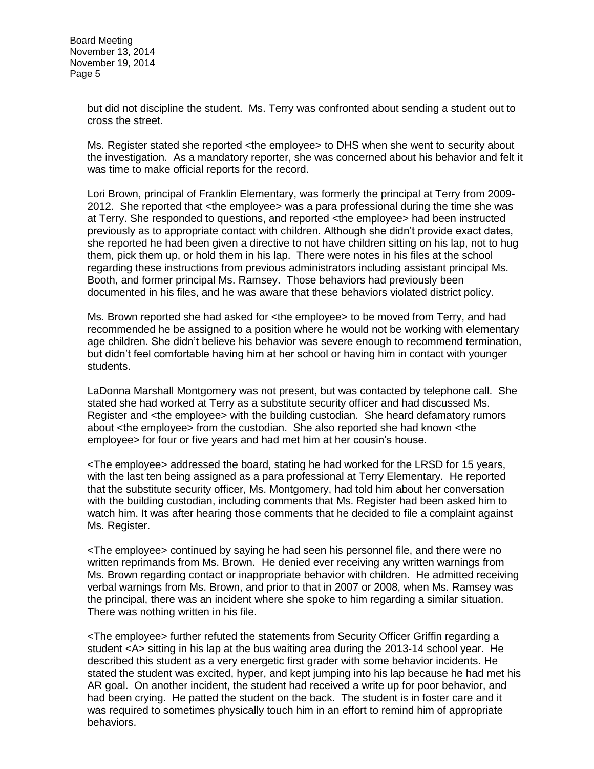but did not discipline the student. Ms. Terry was confronted about sending a student out to cross the street.

Ms. Register stated she reported <the employee> to DHS when she went to security about the investigation. As a mandatory reporter, she was concerned about his behavior and felt it was time to make official reports for the record.

Lori Brown, principal of Franklin Elementary, was formerly the principal at Terry from 2009-2012. She reported that <the employee> was a para professional during the time she was at Terry. She responded to questions, and reported <the employee> had been instructed previously as to appropriate contact with children. Although she didn't provide exact dates, she reported he had been given a directive to not have children sitting on his lap, not to hug them, pick them up, or hold them in his lap. There were notes in his files at the school regarding these instructions from previous administrators including assistant principal Ms. Booth, and former principal Ms. Ramsey. Those behaviors had previously been documented in his files, and he was aware that these behaviors violated district policy.

Ms. Brown reported she had asked for <the employee> to be moved from Terry, and had recommended he be assigned to a position where he would not be working with elementary age children. She didn't believe his behavior was severe enough to recommend termination, but didn't feel comfortable having him at her school or having him in contact with younger students.

LaDonna Marshall Montgomery was not present, but was contacted by telephone call. She stated she had worked at Terry as a substitute security officer and had discussed Ms. Register and <the employee> with the building custodian. She heard defamatory rumors about <the employee> from the custodian. She also reported she had known <the employee> for four or five years and had met him at her cousin's house.

<The employee> addressed the board, stating he had worked for the LRSD for 15 years, with the last ten being assigned as a para professional at Terry Elementary. He reported that the substitute security officer, Ms. Montgomery, had told him about her conversation with the building custodian, including comments that Ms. Register had been asked him to watch him. It was after hearing those comments that he decided to file a complaint against Ms. Register.

<The employee> continued by saying he had seen his personnel file, and there were no written reprimands from Ms. Brown. He denied ever receiving any written warnings from Ms. Brown regarding contact or inappropriate behavior with children. He admitted receiving verbal warnings from Ms. Brown, and prior to that in 2007 or 2008, when Ms. Ramsey was the principal, there was an incident where she spoke to him regarding a similar situation. There was nothing written in his file.

<The employee> further refuted the statements from Security Officer Griffin regarding a student <A> sitting in his lap at the bus waiting area during the 2013-14 school year. He described this student as a very energetic first grader with some behavior incidents. He stated the student was excited, hyper, and kept jumping into his lap because he had met his AR goal. On another incident, the student had received a write up for poor behavior, and had been crying. He patted the student on the back. The student is in foster care and it was required to sometimes physically touch him in an effort to remind him of appropriate behaviors.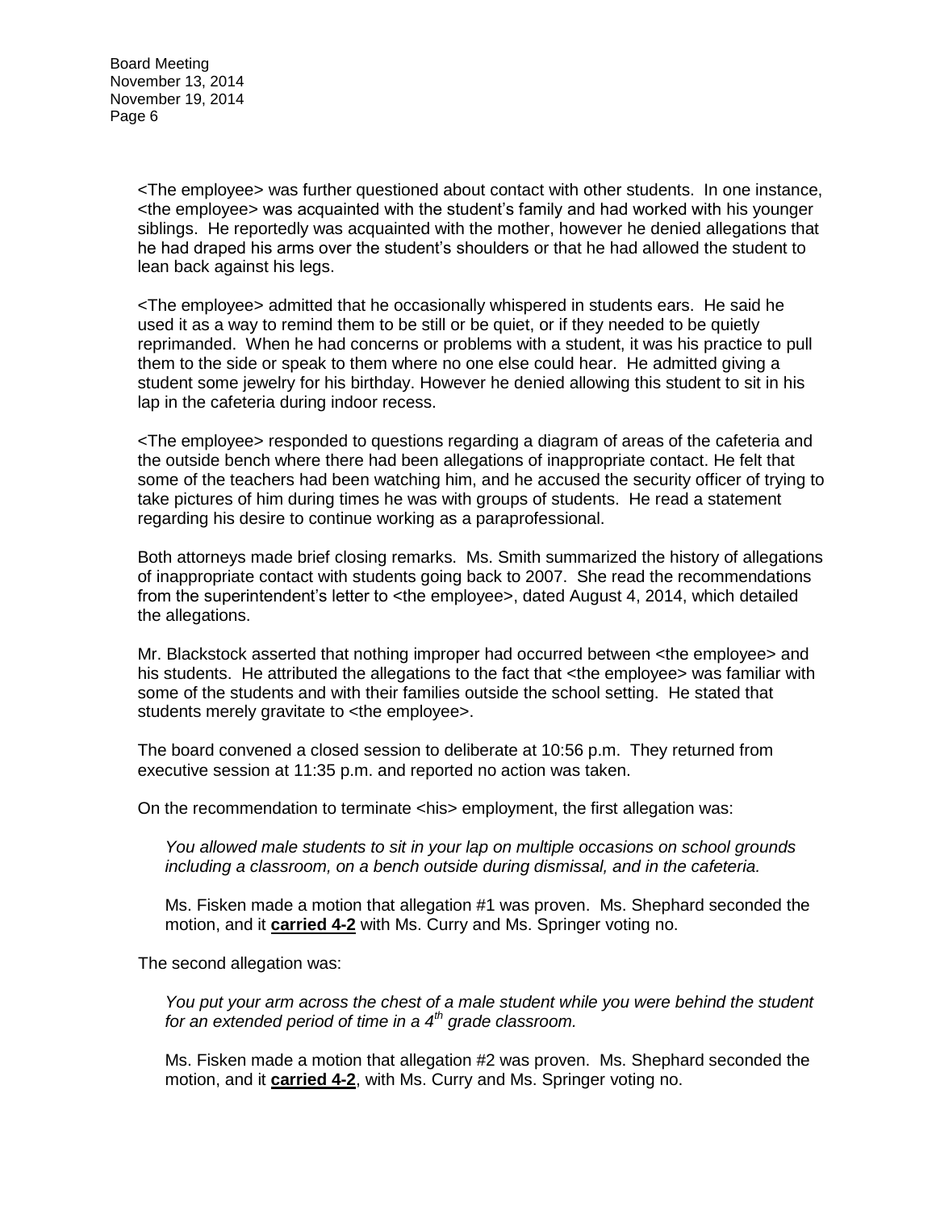<The employee> was further questioned about contact with other students. In one instance, <the employee> was acquainted with the student's family and had worked with his younger siblings. He reportedly was acquainted with the mother, however he denied allegations that he had draped his arms over the student's shoulders or that he had allowed the student to lean back against his legs.

<The employee> admitted that he occasionally whispered in students ears. He said he used it as a way to remind them to be still or be quiet, or if they needed to be quietly reprimanded. When he had concerns or problems with a student, it was his practice to pull them to the side or speak to them where no one else could hear. He admitted giving a student some jewelry for his birthday. However he denied allowing this student to sit in his lap in the cafeteria during indoor recess.

<The employee> responded to questions regarding a diagram of areas of the cafeteria and the outside bench where there had been allegations of inappropriate contact. He felt that some of the teachers had been watching him, and he accused the security officer of trying to take pictures of him during times he was with groups of students. He read a statement regarding his desire to continue working as a paraprofessional.

Both attorneys made brief closing remarks. Ms. Smith summarized the history of allegations of inappropriate contact with students going back to 2007. She read the recommendations from the superintendent's letter to <the employee>, dated August 4, 2014, which detailed the allegations.

Mr. Blackstock asserted that nothing improper had occurred between <the employee> and his students. He attributed the allegations to the fact that <the employee> was familiar with some of the students and with their families outside the school setting. He stated that students merely gravitate to <the employee>.

The board convened a closed session to deliberate at 10:56 p.m. They returned from executive session at 11:35 p.m. and reported no action was taken.

On the recommendation to terminate <his> employment, the first allegation was:

> *You allowed male students to sit in your lap on multiple occasions on school grounds including a classroom, on a bench outside during dismissal, and in the cafeteria.*
>
> Ms. Fisken made a motion that allegation #1 was proven. Ms. Shephard seconded the motion, and it **carried 4-2** with Ms. Curry and Ms. Springer voting no.

The second allegation was:

> *You put your arm across the chest of a male student while you were behind the student for an extended period of time in a 4th grade classroom.*
>
> Ms. Fisken made a motion that allegation #2 was proven. Ms. Shephard seconded the motion, and it **carried 4-2**, with Ms. Curry and Ms. Springer voting no.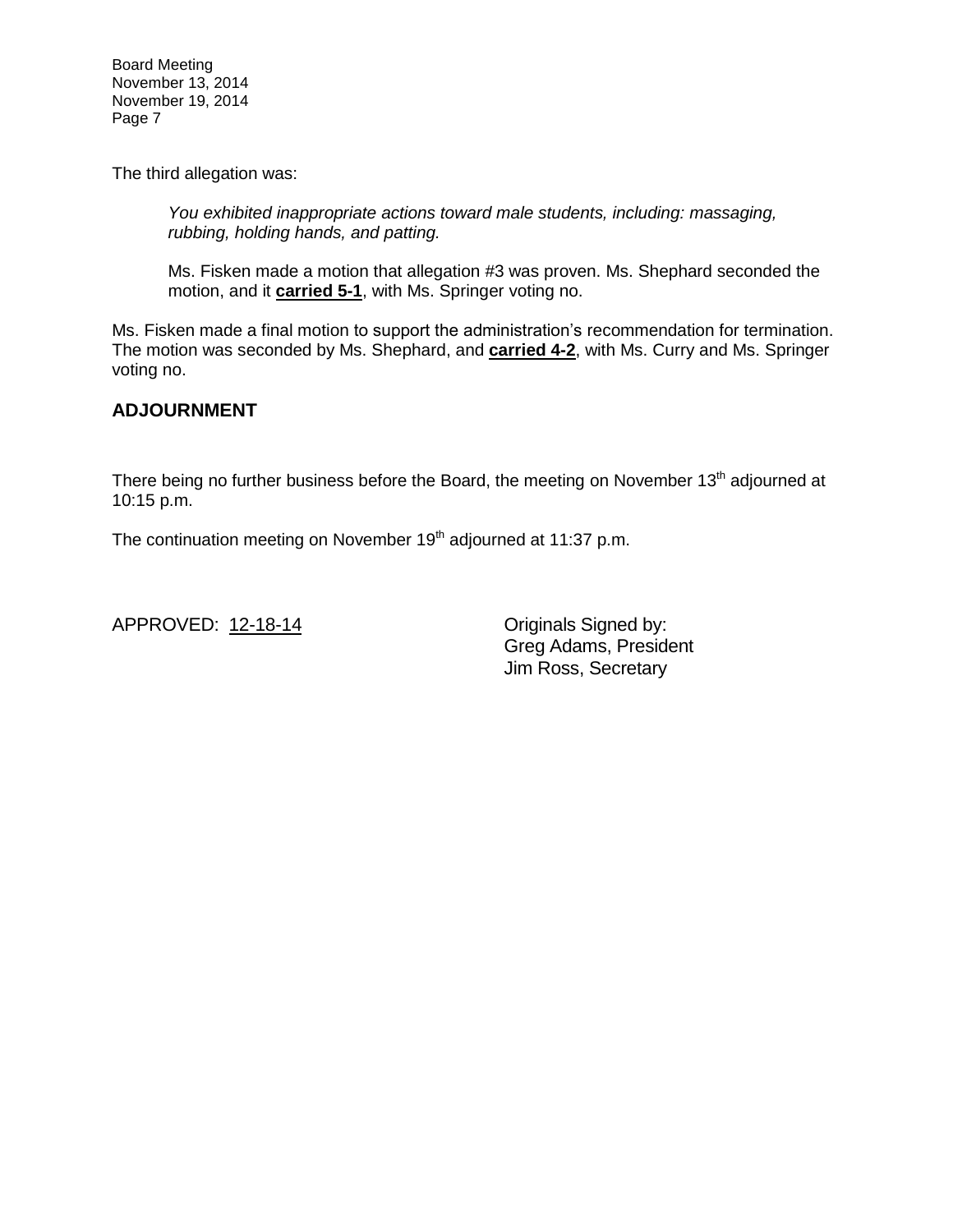The third allegation was:

> *You exhibited inappropriate actions toward male students, including: massaging, rubbing, holding hands, and patting.*
>
> Ms. Fisken made a motion that allegation #3 was proven. Ms. Shephard seconded the motion, and it **carried 5-1**, with Ms. Springer voting no.

Ms. Fisken made a final motion to support the administration's recommendation for termination. The motion was seconded by Ms. Shephard, and **carried 4-2**, with Ms. Curry and Ms. Springer voting no.

## ADJOURNMENT

There being no further business before the Board, the meeting on November 13th adjourned at 10:15 p.m.

The continuation meeting on November 19th adjourned at 11:37 p.m.

APPROVED: 12-18-14

Originals Signed by:
Greg Adams, President
Jim Ross, Secretary